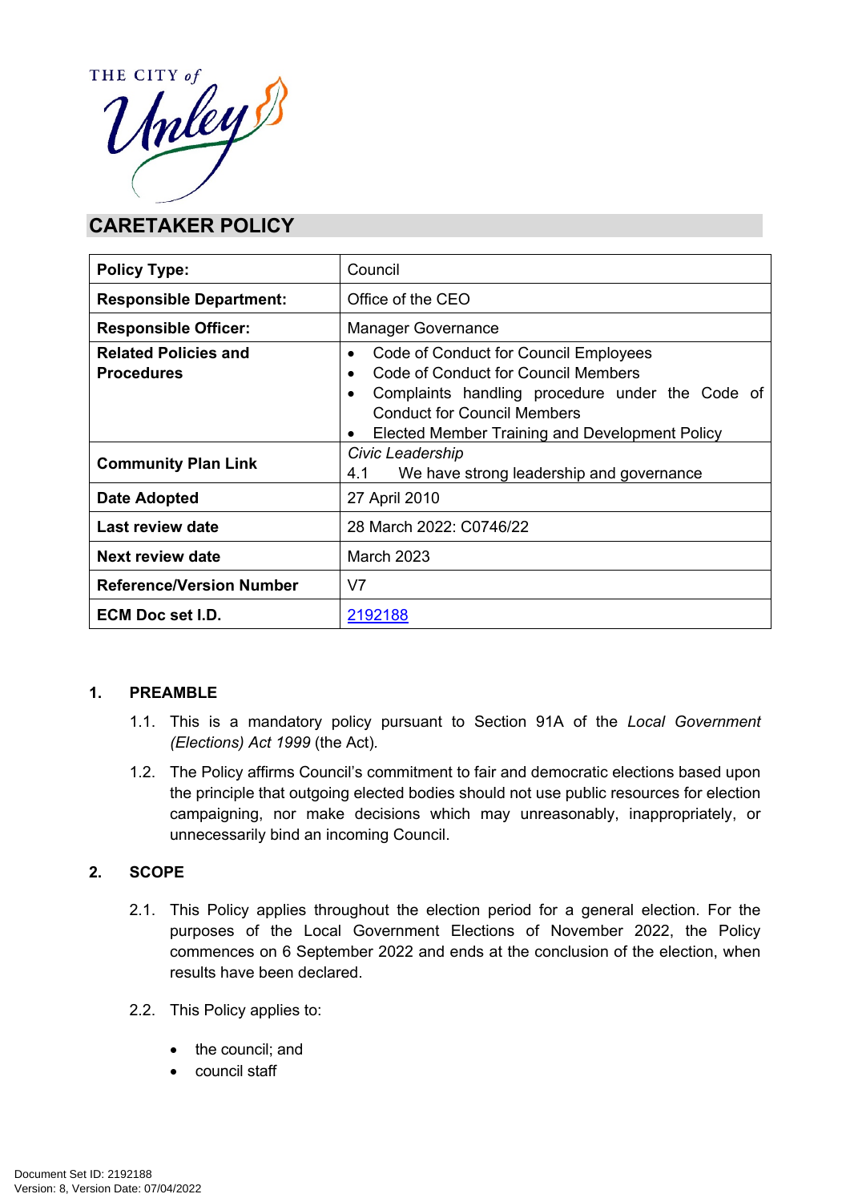THE CITY of Unley

# CARETAKER POLICY

| Policy Type: | Council |
|---|---|
| Responsible Department: | Office of the CEO |
| Responsible Officer: | Manager Governance |
| Related Policies and Procedures | • Code of Conduct for Council Employees<br>• Code of Conduct for Council Members<br>• Complaints handling procedure under the Code of Conduct for Council Members<br>• Elected Member Training and Development Policy |
| Community Plan Link | *Civic Leadership*<br>4.1 We have strong leadership and governance |
| Date Adopted | 27 April 2010 |
| Last review date | 28 March 2022: C0746/22 |
| Next review date | March 2023 |
| Reference/Version Number | V7 |
| ECM Doc set I.D. | 2192188 |

## 1. PREAMBLE

1.1. This is a mandatory policy pursuant to Section 91A of the *Local Government (Elections) Act 1999* (the Act).

1.2. The Policy affirms Council's commitment to fair and democratic elections based upon the principle that outgoing elected bodies should not use public resources for election campaigning, nor make decisions which may unreasonably, inappropriately, or unnecessarily bind an incoming Council.

## 2. SCOPE

2.1. This Policy applies throughout the election period for a general election. For the purposes of the Local Government Elections of November 2022, the Policy commences on 6 September 2022 and ends at the conclusion of the election, when results have been declared.

2.2. This Policy applies to:

- the council; and
- council staff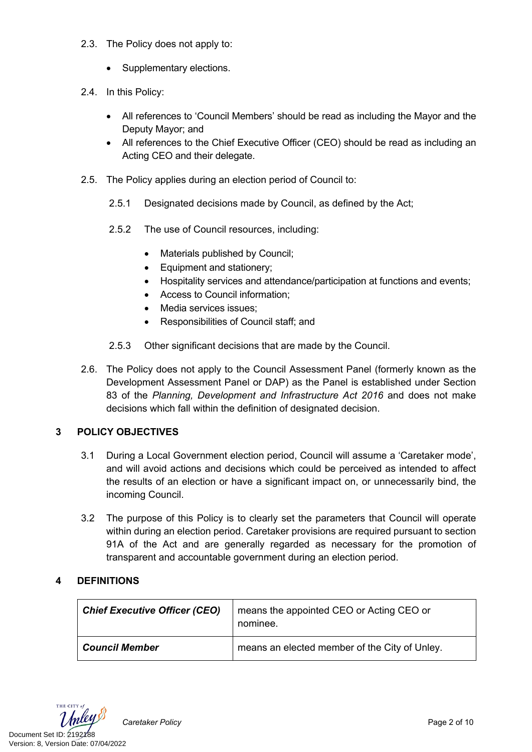2.3. The Policy does not apply to:

- Supplementary elections.

2.4. In this Policy:

- All references to 'Council Members' should be read as including the Mayor and the Deputy Mayor; and
- All references to the Chief Executive Officer (CEO) should be read as including an Acting CEO and their delegate.

2.5. The Policy applies during an election period of Council to:

2.5.1 Designated decisions made by Council, as defined by the Act;

2.5.2 The use of Council resources, including:

- Materials published by Council;
- Equipment and stationery;
- Hospitality services and attendance/participation at functions and events;
- Access to Council information;
- Media services issues;
- Responsibilities of Council staff; and

2.5.3 Other significant decisions that are made by the Council.

2.6. The Policy does not apply to the Council Assessment Panel (formerly known as the Development Assessment Panel or DAP) as the Panel is established under Section 83 of the *Planning, Development and Infrastructure Act 2016* and does not make decisions which fall within the definition of designated decision.

## 3 POLICY OBJECTIVES

3.1 During a Local Government election period, Council will assume a 'Caretaker mode', and will avoid actions and decisions which could be perceived as intended to affect the results of an election or have a significant impact on, or unnecessarily bind, the incoming Council.

3.2 The purpose of this Policy is to clearly set the parameters that Council will operate within during an election period. Caretaker provisions are required pursuant to section 91A of the Act and are generally regarded as necessary for the promotion of transparent and accountable government during an election period.

## 4 DEFINITIONS

| | |
|---|---|
| ***Chief Executive Officer (CEO)*** | means the appointed CEO or Acting CEO or nominee. |
| ***Council Member*** | means an elected member of the City of Unley. |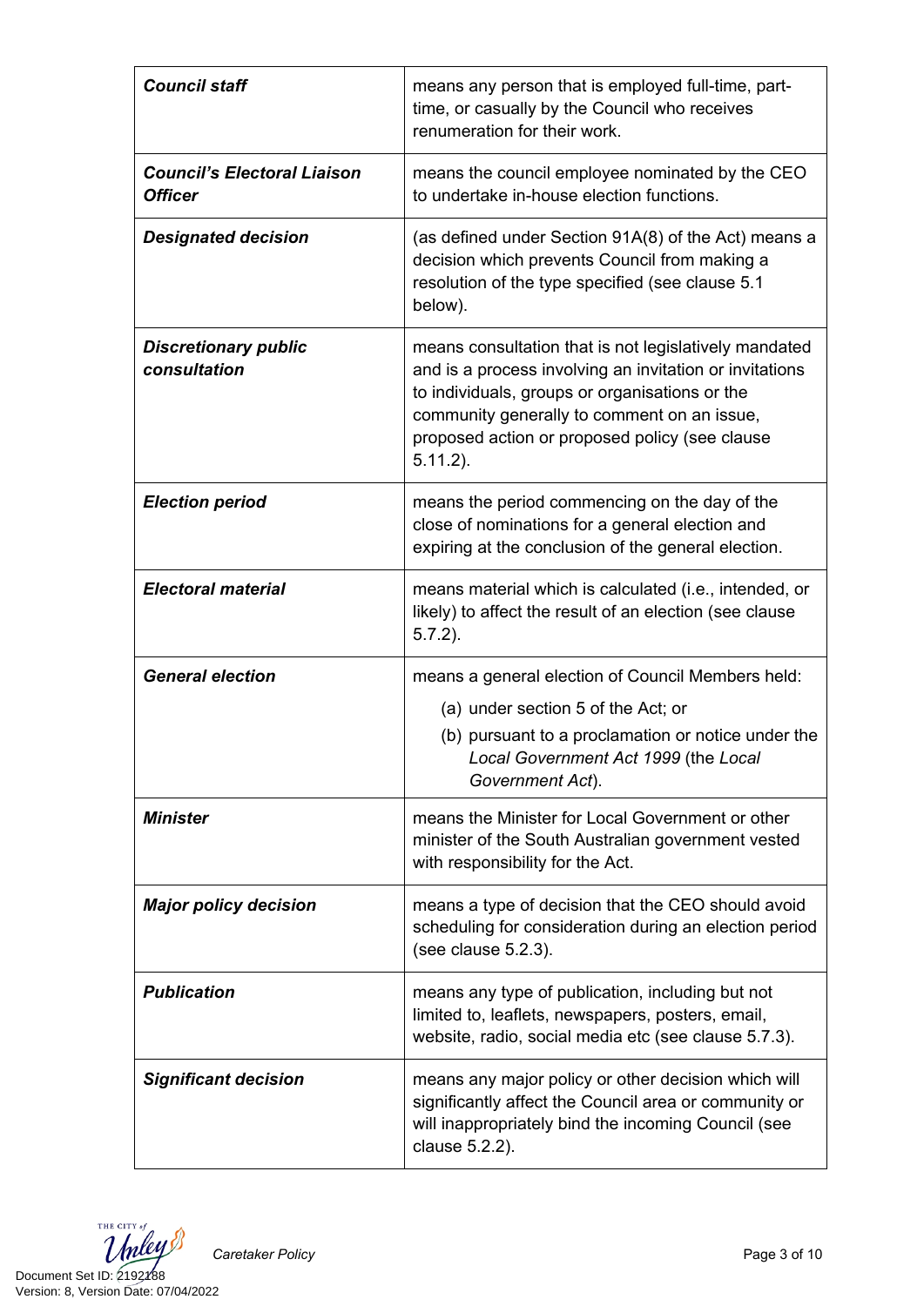| | |
|---|---|
| ***Council staff*** | means any person that is employed full-time, part-time, or casually by the Council who receives renumeration for their work. |
| ***Council's Electoral Liaison Officer*** | means the council employee nominated by the CEO to undertake in-house election functions. |
| ***Designated decision*** | (as defined under Section 91A(8) of the Act) means a decision which prevents Council from making a resolution of the type specified (see clause 5.1 below). |
| ***Discretionary public consultation*** | means consultation that is not legislatively mandated and is a process involving an invitation or invitations to individuals, groups or organisations or the community generally to comment on an issue, proposed action or proposed policy (see clause 5.11.2). |
| ***Election period*** | means the period commencing on the day of the close of nominations for a general election and expiring at the conclusion of the general election. |
| ***Electoral material*** | means material which is calculated (i.e., intended, or likely) to affect the result of an election (see clause 5.7.2). |
| ***General election*** | means a general election of Council Members held: (a) under section 5 of the Act; or (b) pursuant to a proclamation or notice under the *Local Government Act 1999* (the *Local Government Act*). |
| ***Minister*** | means the Minister for Local Government or other minister of the South Australian government vested with responsibility for the Act. |
| ***Major policy decision*** | means a type of decision that the CEO should avoid scheduling for consideration during an election period (see clause 5.2.3). |
| ***Publication*** | means any type of publication, including but not limited to, leaflets, newspapers, posters, email, website, radio, social media etc (see clause 5.7.3). |
| ***Significant decision*** | means any major policy or other decision which will significantly affect the Council area or community or will inappropriately bind the incoming Council (see clause 5.2.2). |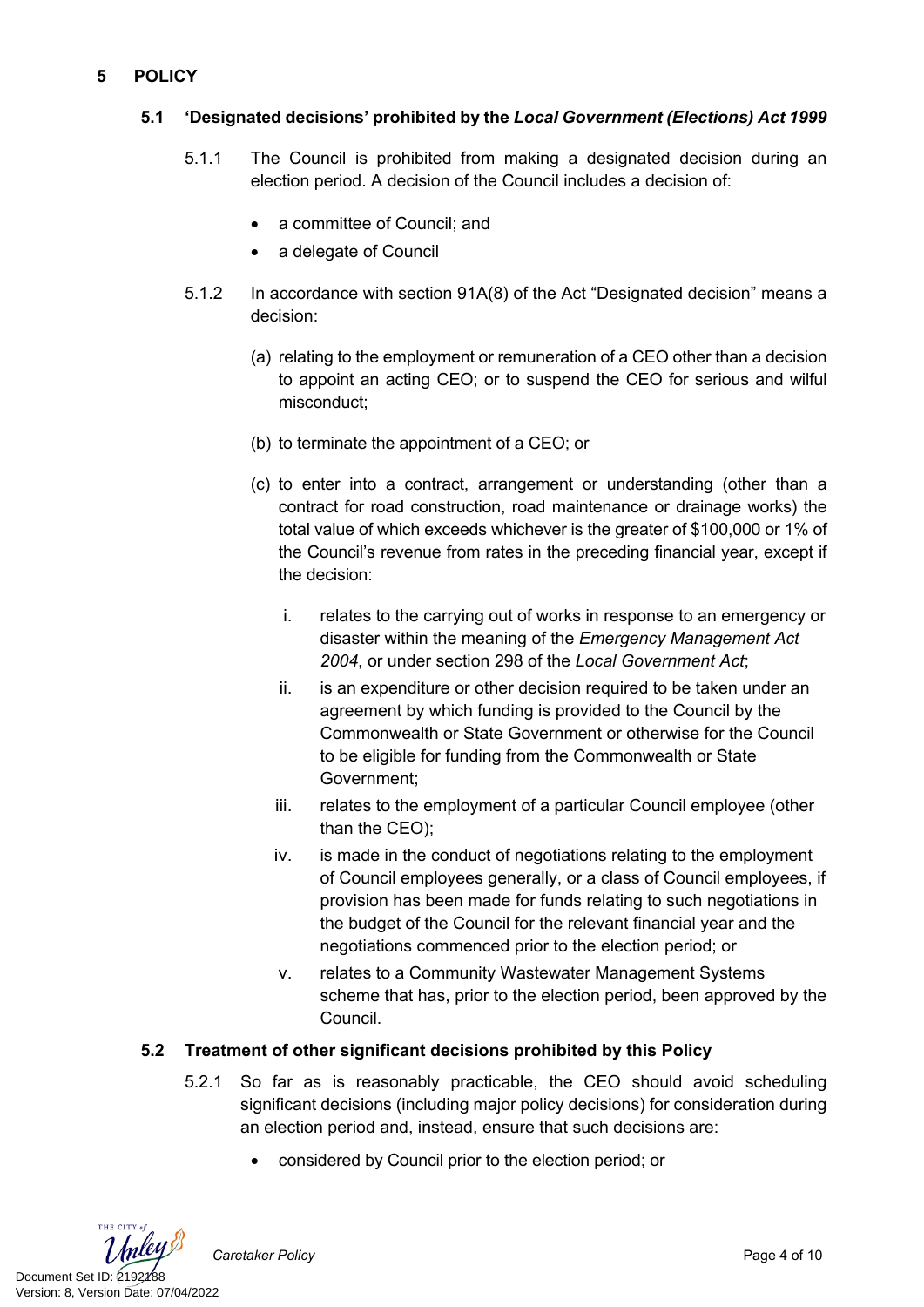## 5 POLICY

### 5.1 'Designated decisions' prohibited by the *Local Government (Elections) Act 1999*

5.1.1 The Council is prohibited from making a designated decision during an election period. A decision of the Council includes a decision of:

- a committee of Council; and
- a delegate of Council

5.1.2 In accordance with section 91A(8) of the Act "Designated decision" means a decision:

(a) relating to the employment or remuneration of a CEO other than a decision to appoint an acting CEO; or to suspend the CEO for serious and wilful misconduct;

(b) to terminate the appointment of a CEO; or

(c) to enter into a contract, arrangement or understanding (other than a contract for road construction, road maintenance or drainage works) the total value of which exceeds whichever is the greater of $100,000 or 1% of the Council's revenue from rates in the preceding financial year, except if the decision:

i. relates to the carrying out of works in response to an emergency or disaster within the meaning of the *Emergency Management Act 2004*, or under section 298 of the *Local Government Act*;

ii. is an expenditure or other decision required to be taken under an agreement by which funding is provided to the Council by the Commonwealth or State Government or otherwise for the Council to be eligible for funding from the Commonwealth or State Government;

iii. relates to the employment of a particular Council employee (other than the CEO);

iv. is made in the conduct of negotiations relating to the employment of Council employees generally, or a class of Council employees, if provision has been made for funds relating to such negotiations in the budget of the Council for the relevant financial year and the negotiations commenced prior to the election period; or

v. relates to a Community Wastewater Management Systems scheme that has, prior to the election period, been approved by the Council.

### 5.2 Treatment of other significant decisions prohibited by this Policy

5.2.1 So far as is reasonably practicable, the CEO should avoid scheduling significant decisions (including major policy decisions) for consideration during an election period and, instead, ensure that such decisions are:

- considered by Council prior to the election period; or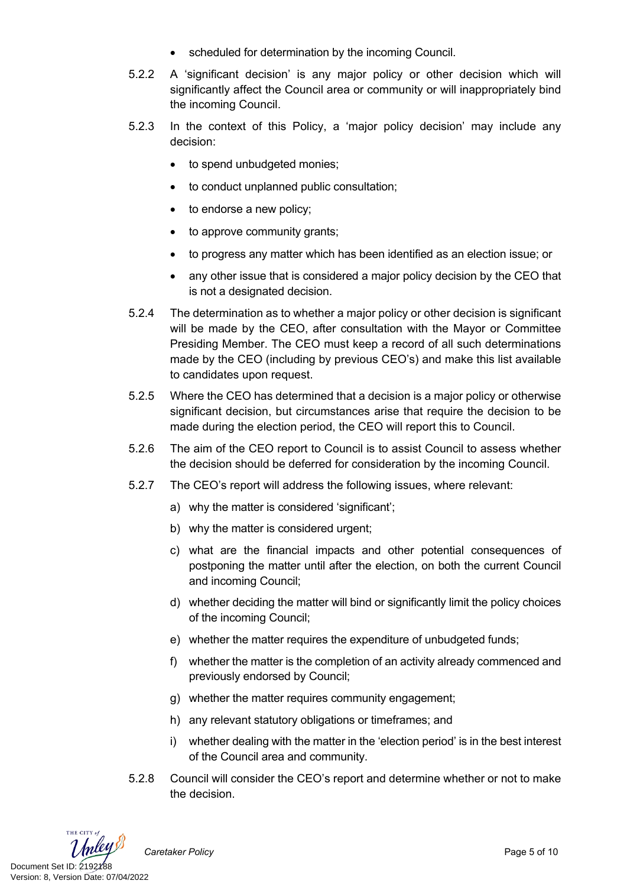- scheduled for determination by the incoming Council.

5.2.2 A 'significant decision' is any major policy or other decision which will significantly affect the Council area or community or will inappropriately bind the incoming Council.

5.2.3 In the context of this Policy, a 'major policy decision' may include any decision:

- to spend unbudgeted monies;
- to conduct unplanned public consultation;
- to endorse a new policy;
- to approve community grants;
- to progress any matter which has been identified as an election issue; or
- any other issue that is considered a major policy decision by the CEO that is not a designated decision.

5.2.4 The determination as to whether a major policy or other decision is significant will be made by the CEO, after consultation with the Mayor or Committee Presiding Member. The CEO must keep a record of all such determinations made by the CEO (including by previous CEO's) and make this list available to candidates upon request.

5.2.5 Where the CEO has determined that a decision is a major policy or otherwise significant decision, but circumstances arise that require the decision to be made during the election period, the CEO will report this to Council.

5.2.6 The aim of the CEO report to Council is to assist Council to assess whether the decision should be deferred for consideration by the incoming Council.

5.2.7 The CEO's report will address the following issues, where relevant:

a) why the matter is considered 'significant';

b) why the matter is considered urgent;

c) what are the financial impacts and other potential consequences of postponing the matter until after the election, on both the current Council and incoming Council;

d) whether deciding the matter will bind or significantly limit the policy choices of the incoming Council;

e) whether the matter requires the expenditure of unbudgeted funds;

f) whether the matter is the completion of an activity already commenced and previously endorsed by Council;

g) whether the matter requires community engagement;

h) any relevant statutory obligations or timeframes; and

i) whether dealing with the matter in the 'election period' is in the best interest of the Council area and community.

5.2.8 Council will consider the CEO's report and determine whether or not to make the decision.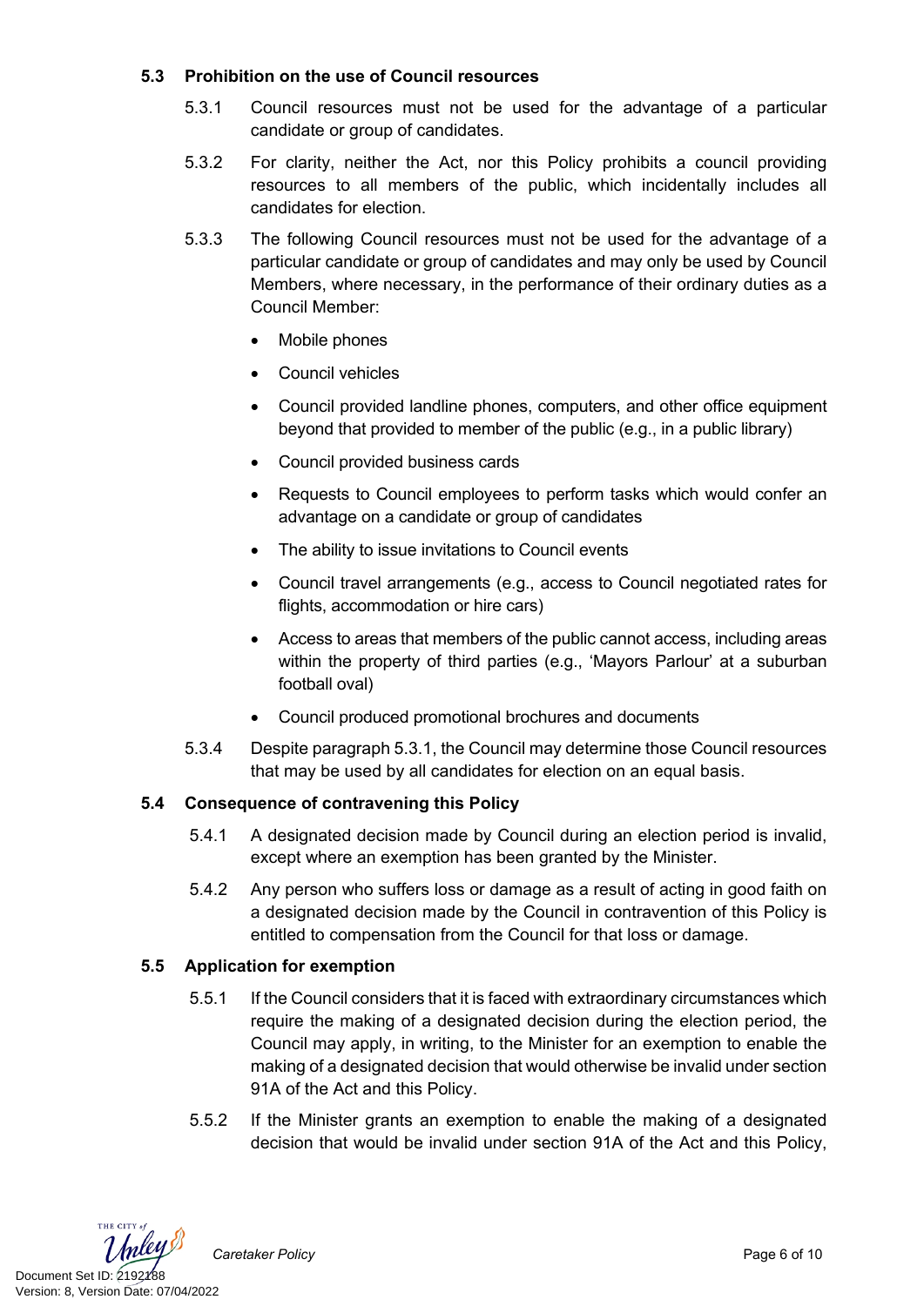### 5.3 Prohibition on the use of Council resources

5.3.1 Council resources must not be used for the advantage of a particular candidate or group of candidates.

5.3.2 For clarity, neither the Act, nor this Policy prohibits a council providing resources to all members of the public, which incidentally includes all candidates for election.

5.3.3 The following Council resources must not be used for the advantage of a particular candidate or group of candidates and may only be used by Council Members, where necessary, in the performance of their ordinary duties as a Council Member:

- Mobile phones
- Council vehicles
- Council provided landline phones, computers, and other office equipment beyond that provided to member of the public (e.g., in a public library)
- Council provided business cards
- Requests to Council employees to perform tasks which would confer an advantage on a candidate or group of candidates
- The ability to issue invitations to Council events
- Council travel arrangements (e.g., access to Council negotiated rates for flights, accommodation or hire cars)
- Access to areas that members of the public cannot access, including areas within the property of third parties (e.g., 'Mayors Parlour' at a suburban football oval)
- Council produced promotional brochures and documents

5.3.4 Despite paragraph 5.3.1, the Council may determine those Council resources that may be used by all candidates for election on an equal basis.

### 5.4 Consequence of contravening this Policy

5.4.1 A designated decision made by Council during an election period is invalid, except where an exemption has been granted by the Minister.

5.4.2 Any person who suffers loss or damage as a result of acting in good faith on a designated decision made by the Council in contravention of this Policy is entitled to compensation from the Council for that loss or damage.

### 5.5 Application for exemption

5.5.1 If the Council considers that it is faced with extraordinary circumstances which require the making of a designated decision during the election period, the Council may apply, in writing, to the Minister for an exemption to enable the making of a designated decision that would otherwise be invalid under section 91A of the Act and this Policy.

5.5.2 If the Minister grants an exemption to enable the making of a designated decision that would be invalid under section 91A of the Act and this Policy,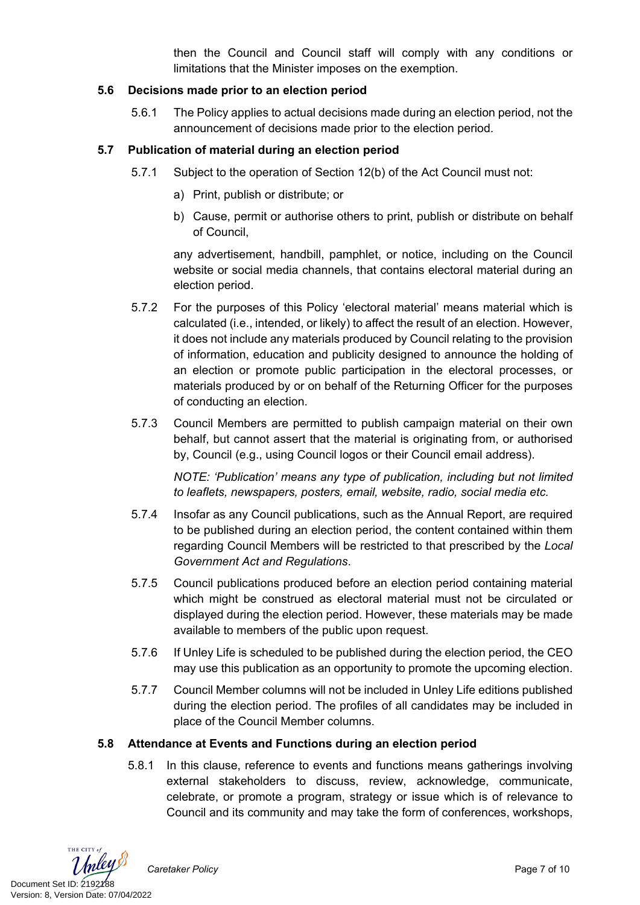then the Council and Council staff will comply with any conditions or limitations that the Minister imposes on the exemption.

### 5.6 Decisions made prior to an election period

5.6.1 The Policy applies to actual decisions made during an election period, not the announcement of decisions made prior to the election period.

### 5.7 Publication of material during an election period

5.7.1 Subject to the operation of Section 12(b) of the Act Council must not:

a) Print, publish or distribute; or

b) Cause, permit or authorise others to print, publish or distribute on behalf of Council,

any advertisement, handbill, pamphlet, or notice, including on the Council website or social media channels, that contains electoral material during an election period.

5.7.2 For the purposes of this Policy 'electoral material' means material which is calculated (i.e., intended, or likely) to affect the result of an election. However, it does not include any materials produced by Council relating to the provision of information, education and publicity designed to announce the holding of an election or promote public participation in the electoral processes, or materials produced by or on behalf of the Returning Officer for the purposes of conducting an election.

5.7.3 Council Members are permitted to publish campaign material on their own behalf, but cannot assert that the material is originating from, or authorised by, Council (e.g., using Council logos or their Council email address).

*NOTE: 'Publication' means any type of publication, including but not limited to leaflets, newspapers, posters, email, website, radio, social media etc.*

5.7.4 Insofar as any Council publications, such as the Annual Report, are required to be published during an election period, the content contained within them regarding Council Members will be restricted to that prescribed by the *Local Government Act and Regulations*.

5.7.5 Council publications produced before an election period containing material which might be construed as electoral material must not be circulated or displayed during the election period. However, these materials may be made available to members of the public upon request.

5.7.6 If Unley Life is scheduled to be published during the election period, the CEO may use this publication as an opportunity to promote the upcoming election.

5.7.7 Council Member columns will not be included in Unley Life editions published during the election period. The profiles of all candidates may be included in place of the Council Member columns.

### 5.8 Attendance at Events and Functions during an election period

5.8.1 In this clause, reference to events and functions means gatherings involving external stakeholders to discuss, review, acknowledge, communicate, celebrate, or promote a program, strategy or issue which is of relevance to Council and its community and may take the form of conferences, workshops,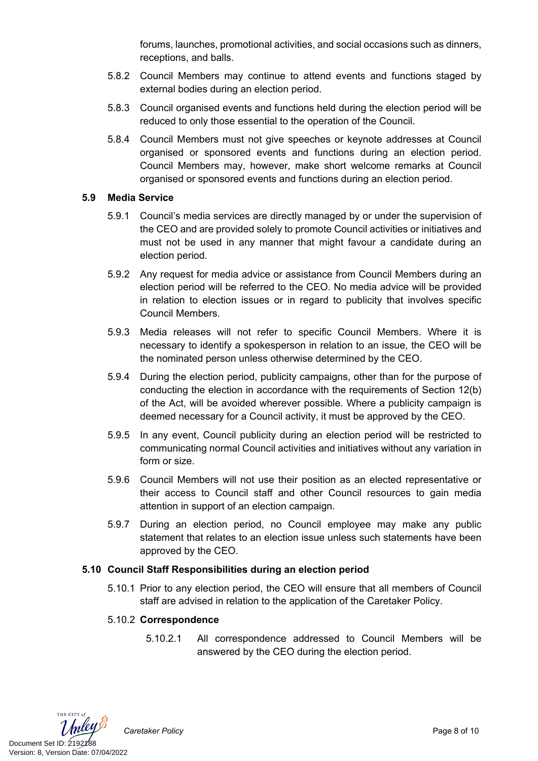forums, launches, promotional activities, and social occasions such as dinners, receptions, and balls.

5.8.2 Council Members may continue to attend events and functions staged by external bodies during an election period.

5.8.3 Council organised events and functions held during the election period will be reduced to only those essential to the operation of the Council.

5.8.4 Council Members must not give speeches or keynote addresses at Council organised or sponsored events and functions during an election period. Council Members may, however, make short welcome remarks at Council organised or sponsored events and functions during an election period.

### 5.9 Media Service

5.9.1 Council's media services are directly managed by or under the supervision of the CEO and are provided solely to promote Council activities or initiatives and must not be used in any manner that might favour a candidate during an election period.

5.9.2 Any request for media advice or assistance from Council Members during an election period will be referred to the CEO. No media advice will be provided in relation to election issues or in regard to publicity that involves specific Council Members.

5.9.3 Media releases will not refer to specific Council Members. Where it is necessary to identify a spokesperson in relation to an issue, the CEO will be the nominated person unless otherwise determined by the CEO.

5.9.4 During the election period, publicity campaigns, other than for the purpose of conducting the election in accordance with the requirements of Section 12(b) of the Act, will be avoided wherever possible. Where a publicity campaign is deemed necessary for a Council activity, it must be approved by the CEO.

5.9.5 In any event, Council publicity during an election period will be restricted to communicating normal Council activities and initiatives without any variation in form or size.

5.9.6 Council Members will not use their position as an elected representative or their access to Council staff and other Council resources to gain media attention in support of an election campaign.

5.9.7 During an election period, no Council employee may make any public statement that relates to an election issue unless such statements have been approved by the CEO.

### 5.10 Council Staff Responsibilities during an election period

5.10.1 Prior to any election period, the CEO will ensure that all members of Council staff are advised in relation to the application of the Caretaker Policy.

5.10.2 **Correspondence**

5.10.2.1 All correspondence addressed to Council Members will be answered by the CEO during the election period.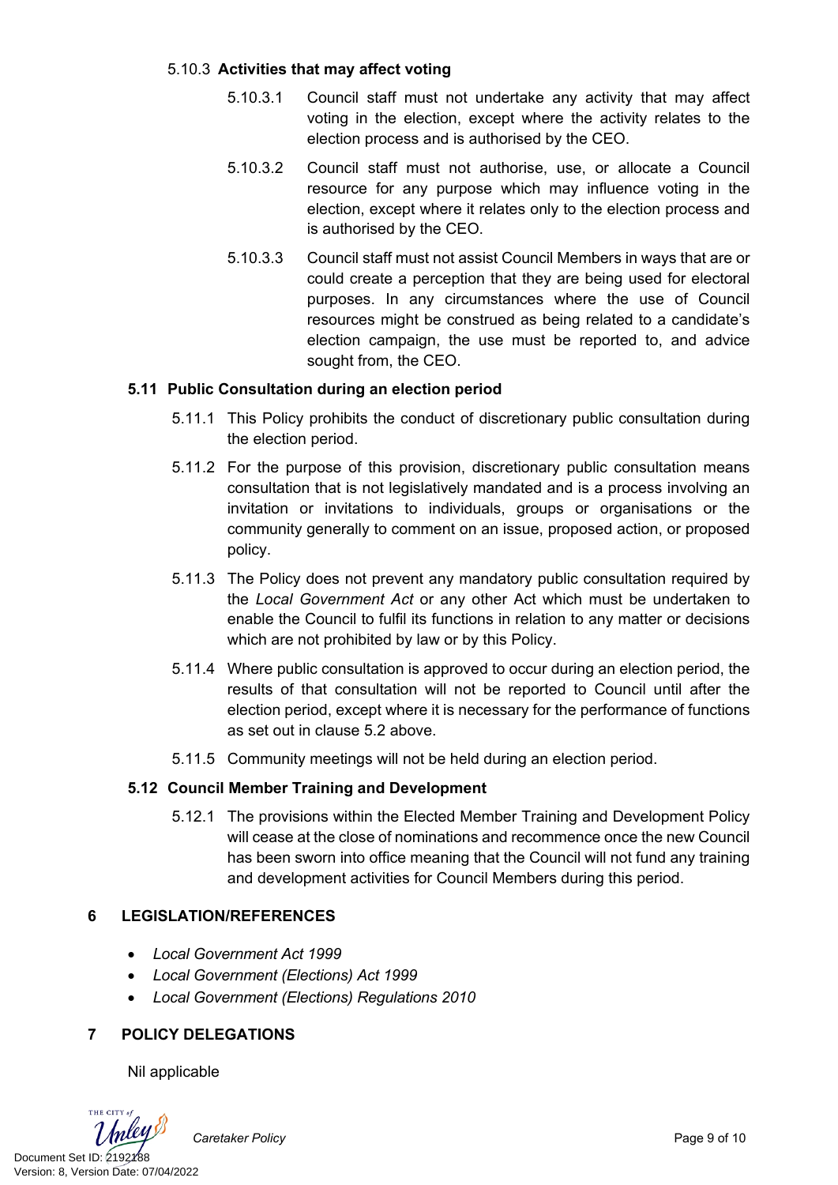#### 5.10.3 **Activities that may affect voting**

5.10.3.1 Council staff must not undertake any activity that may affect voting in the election, except where the activity relates to the election process and is authorised by the CEO.

5.10.3.2 Council staff must not authorise, use, or allocate a Council resource for any purpose which may influence voting in the election, except where it relates only to the election process and is authorised by the CEO.

5.10.3.3 Council staff must not assist Council Members in ways that are or could create a perception that they are being used for electoral purposes. In any circumstances where the use of Council resources might be construed as being related to a candidate's election campaign, the use must be reported to, and advice sought from, the CEO.

### 5.11 Public Consultation during an election period

5.11.1 This Policy prohibits the conduct of discretionary public consultation during the election period.

5.11.2 For the purpose of this provision, discretionary public consultation means consultation that is not legislatively mandated and is a process involving an invitation or invitations to individuals, groups or organisations or the community generally to comment on an issue, proposed action, or proposed policy.

5.11.3 The Policy does not prevent any mandatory public consultation required by the *Local Government Act* or any other Act which must be undertaken to enable the Council to fulfil its functions in relation to any matter or decisions which are not prohibited by law or by this Policy.

5.11.4 Where public consultation is approved to occur during an election period, the results of that consultation will not be reported to Council until after the election period, except where it is necessary for the performance of functions as set out in clause 5.2 above.

5.11.5 Community meetings will not be held during an election period.

### 5.12 Council Member Training and Development

5.12.1 The provisions within the Elected Member Training and Development Policy will cease at the close of nominations and recommence once the new Council has been sworn into office meaning that the Council will not fund any training and development activities for Council Members during this period.

## 6 LEGISLATION/REFERENCES

- *Local Government Act 1999*
- *Local Government (Elections) Act 1999*
- *Local Government (Elections) Regulations 2010*

## 7 POLICY DELEGATIONS

Nil applicable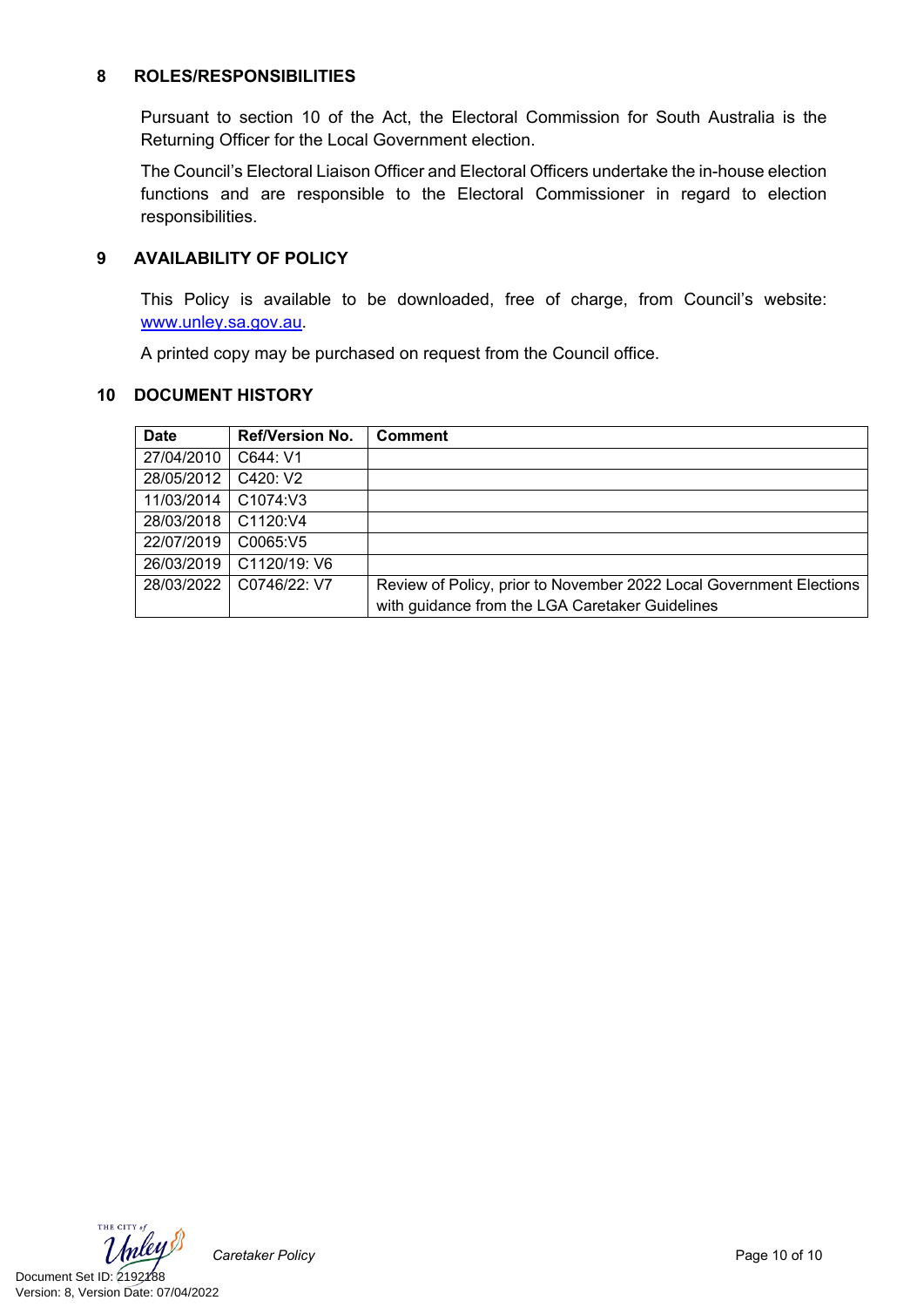## 8 ROLES/RESPONSIBILITIES

Pursuant to section 10 of the Act, the Electoral Commission for South Australia is the Returning Officer for the Local Government election.

The Council's Electoral Liaison Officer and Electoral Officers undertake the in-house election functions and are responsible to the Electoral Commissioner in regard to election responsibilities.

## 9 AVAILABILITY OF POLICY

This Policy is available to be downloaded, free of charge, from Council's website: www.unley.sa.gov.au.

A printed copy may be purchased on request from the Council office.

## 10 DOCUMENT HISTORY

| Date | Ref/Version No. | Comment |
|---|---|---|
| 27/04/2010 | C644: V1 | |
| 28/05/2012 | C420: V2 | |
| 11/03/2014 | C1074:V3 | |
| 28/03/2018 | C1120:V4 | |
| 22/07/2019 | C0065:V5 | |
| 26/03/2019 | C1120/19: V6 | |
| 28/03/2022 | C0746/22: V7 | Review of Policy, prior to November 2022 Local Government Elections with guidance from the LGA Caretaker Guidelines |

Document Set ID: 2192188
Version: 8, Version Date: 07/04/2022